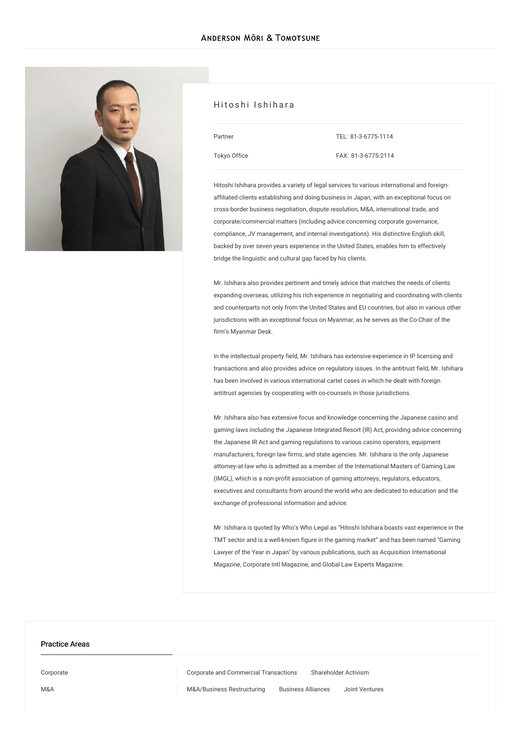# Hitoshi Ishihara

Partner

Tokyo Office

TEL: 81-3-6775-1114

FAX: 81-3-6775-2114

Hitoshi Ishihara provides a variety of legal services to various international and foreign-affiliated clients establishing and doing business in Japan, with an exceptional focus on cross-border business negotiation, dispute resolution, M&A, international trade, and corporate/commercial matters (including advice concerning corporate governance, compliance, JV management, and internal investigations). His distinctive English skill, backed by over seven years experience in the United States, enables him to effectively bridge the linguistic and cultural gap faced by his clients.

Mr. Ishihara also provides pertinent and timely advice that matches the needs of clients expanding overseas, utilizing his rich experience in negotiating and coordinating with clients and counterparts not only from the United States and EU countries, but also in various other jurisdictions with an exceptional focus on Myanmar, as he serves as the Co-Chair of the firm's Myanmar Desk.

In the intellectual property field, Mr. Ishihara has extensive experience in IP licensing and transactions and also provides advice on regulatory issues. In the antitrust field, Mr. Ishihara has been involved in various international cartel cases in which he dealt with foreign antitrust agencies by cooperating with co-counsels in those jurisdictions.

Mr. Ishihara also has extensive focus and knowledge concerning the Japanese casino and gaming laws including the Japanese Integrated Resort (IR) Act, providing advice concerning the Japanese IR Act and gaming regulations to various casino operators, equipment manufacturers, foreign law firms, and state agencies. Mr. Ishihara is the only Japanese attorney-at-law who is admitted as a member of the International Masters of Gaming Law (IMGL), which is a non-profit association of gaming attorneys, regulators, educators, executives and consultants from around the world who are dedicated to education and the exchange of professional information and advice.

Mr. Ishihara is quoted by Who's Who Legal as "Hitoshi Ishihara boasts vast experience in the TMT sector and is a well-known figure in the gaming market" and has been named "Gaming Lawyer of the Year in Japan" by various publications, such as Acquisition International Magazine, Corporate Intl Magazine, and Global Law Experts Magazine.

## Practice Areas

| | |
|---|---|
| Corporate | Corporate and Commercial Transactions, Shareholder Activism |
| M&A | M&A/Business Restructuring, Business Alliances, Joint Ventures |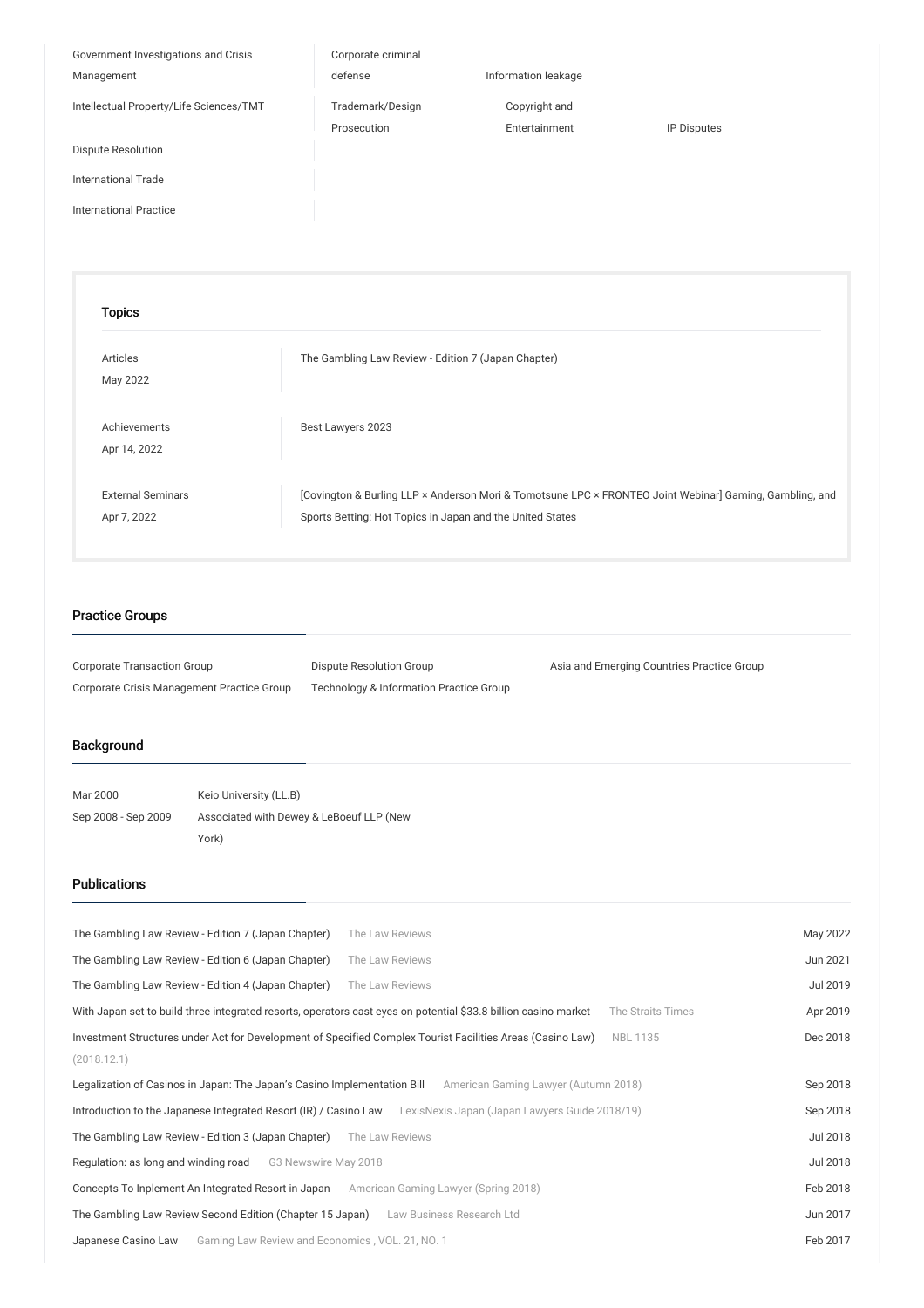| | | | |
|---|---|---|---|
| Government Investigations and Crisis Management | Corporate criminal defense | Information leakage | |
| Intellectual Property/Life Sciences/TMT | Trademark/Design Prosecution | Copyright and Entertainment | IP Disputes |
| Dispute Resolution | | | |
| International Trade | | | |
| International Practice | | | |

### Topics

| | |
|---|---|
| Articles<br>May 2022 | The Gambling Law Review - Edition 7 (Japan Chapter) |
| Achievements<br>Apr 14, 2022 | Best Lawyers 2023 |
| External Seminars<br>Apr 7, 2022 | [Covington & Burling LLP × Anderson Mori & Tomotsune LPC × FRONTEO Joint Webinar] Gaming, Gambling, and Sports Betting: Hot Topics in Japan and the United States |

## Practice Groups

- Corporate Transaction Group
- Dispute Resolution Group
- Asia and Emerging Countries Practice Group
- Corporate Crisis Management Practice Group
- Technology & Information Practice Group

## Background

| | |
|---|---|
| Mar 2000 | Keio University (LL.B) |
| Sep 2008 - Sep 2009 | Associated with Dewey & LeBoeuf LLP (New York) |

## Publications

| Title | Source | Date |
|---|---|---|
| The Gambling Law Review - Edition 7 (Japan Chapter) | The Law Reviews | May 2022 |
| The Gambling Law Review - Edition 6 (Japan Chapter) | The Law Reviews | Jun 2021 |
| The Gambling Law Review - Edition 4 (Japan Chapter) | The Law Reviews | Jul 2019 |
| With Japan set to build three integrated resorts, operators cast eyes on potential $33.8 billion casino market | The Straits Times | Apr 2019 |
| Investment Structures under Act for Development of Specified Complex Tourist Facilities Areas (Casino Law) | NBL 1135 (2018.12.1) | Dec 2018 |
| Legalization of Casinos in Japan: The Japan's Casino Implementation Bill | American Gaming Lawyer (Autumn 2018) | Sep 2018 |
| Introduction to the Japanese Integrated Resort (IR) / Casino Law | LexisNexis Japan (Japan Lawyers Guide 2018/19) | Sep 2018 |
| The Gambling Law Review - Edition 3 (Japan Chapter) | The Law Reviews | Jul 2018 |
| Regulation: as long and winding road | G3 Newswire May 2018 | Jul 2018 |
| Concepts To Inplement An Integrated Resort in Japan | American Gaming Lawyer (Spring 2018) | Feb 2018 |
| The Gambling Law Review Second Edition (Chapter 15 Japan) | Law Business Research Ltd | Jun 2017 |
| Japanese Casino Law | Gaming Law Review and Economics , VOL. 21, NO. 1 | Feb 2017 |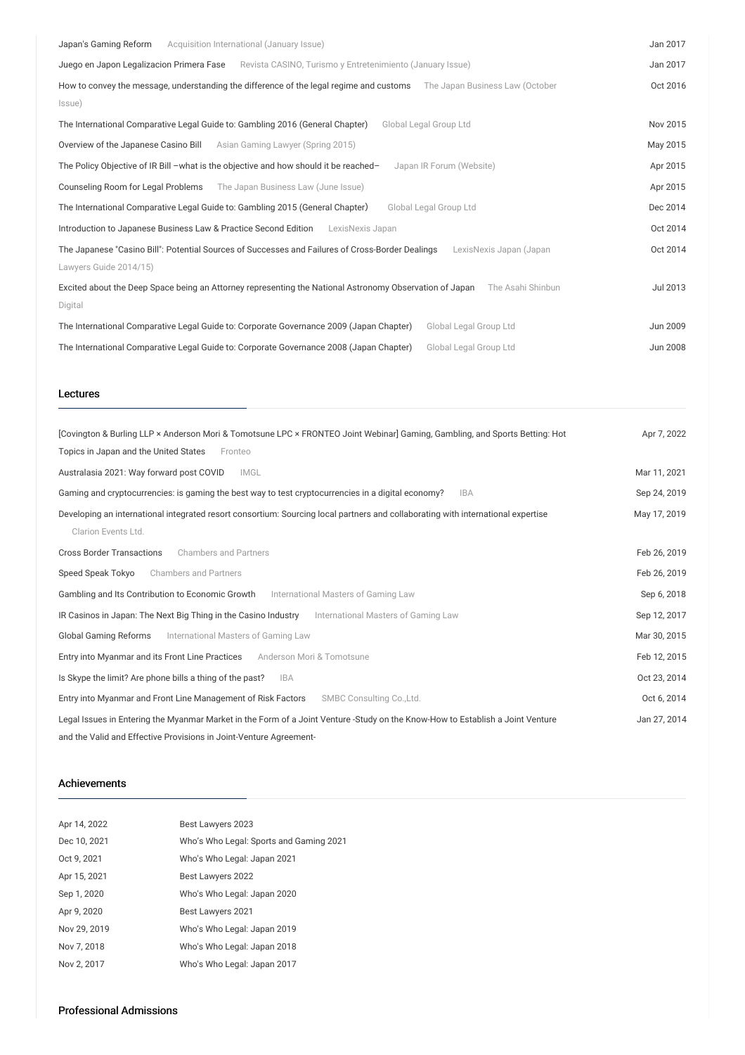| | |
|---|---|
| Japan's Gaming Reform — Acquisition International (January Issue) | Jan 2017 |
| Juego en Japon Legalizacion Primera Fase — Revista CASINO, Turismo y Entretenimiento (January Issue) | Jan 2017 |
| How to convey the message, understanding the difference of the legal regime and customs — The Japan Business Law (October Issue) | Oct 2016 |
| The International Comparative Legal Guide to: Gambling 2016 (General Chapter) — Global Legal Group Ltd | Nov 2015 |
| Overview of the Japanese Casino Bill — Asian Gaming Lawyer (Spring 2015) | May 2015 |
| The Policy Objective of IR Bill –what is the objective and how should it be reached– — Japan IR Forum (Website) | Apr 2015 |
| Counseling Room for Legal Problems — The Japan Business Law (June Issue) | Apr 2015 |
| The International Comparative Legal Guide to: Gambling 2015 (General Chapter) — Global Legal Group Ltd | Dec 2014 |
| Introduction to Japanese Business Law & Practice Second Edition — LexisNexis Japan | Oct 2014 |
| The Japanese "Casino Bill": Potential Sources of Successes and Failures of Cross-Border Dealings — LexisNexis Japan (Japan Lawyers Guide 2014/15) | Oct 2014 |
| Excited about the Deep Space being an Attorney representing the National Astronomy Observation of Japan — The Asahi Shinbun Digital | Jul 2013 |
| The International Comparative Legal Guide to: Corporate Governance 2009 (Japan Chapter) — Global Legal Group Ltd | Jun 2009 |
| The International Comparative Legal Guide to: Corporate Governance 2008 (Japan Chapter) — Global Legal Group Ltd | Jun 2008 |

## Lectures

| | |
|---|---|
| [Covington & Burling LLP × Anderson Mori & Tomotsune LPC × FRONTEO Joint Webinar] Gaming, Gambling, and Sports Betting: Hot Topics in Japan and the United States — Fronteo | Apr 7, 2022 |
| Australasia 2021: Way forward post COVID — IMGL | Mar 11, 2021 |
| Gaming and cryptocurrencies: is gaming the best way to test cryptocurrencies in a digital economy? — IBA | Sep 24, 2019 |
| Developing an international integrated resort consortium: Sourcing local partners and collaborating with international expertise — Clarion Events Ltd. | May 17, 2019 |
| Cross Border Transactions — Chambers and Partners | Feb 26, 2019 |
| Speed Speak Tokyo — Chambers and Partners | Feb 26, 2019 |
| Gambling and Its Contribution to Economic Growth — International Masters of Gaming Law | Sep 6, 2018 |
| IR Casinos in Japan: The Next Big Thing in the Casino Industry — International Masters of Gaming Law | Sep 12, 2017 |
| Global Gaming Reforms — International Masters of Gaming Law | Mar 30, 2015 |
| Entry into Myanmar and its Front Line Practices — Anderson Mori & Tomotsune | Feb 12, 2015 |
| Is Skype the limit? Are phone bills a thing of the past? — IBA | Oct 23, 2014 |
| Entry into Myanmar and Front Line Management of Risk Factors — SMBC Consulting Co.,Ltd. | Oct 6, 2014 |
| Legal Issues in Entering the Myanmar Market in the Form of a Joint Venture -Study on the Know-How to Establish a Joint Venture and the Valid and Effective Provisions in Joint-Venture Agreement- | Jan 27, 2014 |

## Achievements

| | |
|---|---|
| Apr 14, 2022 | Best Lawyers 2023 |
| Dec 10, 2021 | Who's Who Legal: Sports and Gaming 2021 |
| Oct 9, 2021 | Who's Who Legal: Japan 2021 |
| Apr 15, 2021 | Best Lawyers 2022 |
| Sep 1, 2020 | Who's Who Legal: Japan 2020 |
| Apr 9, 2020 | Best Lawyers 2021 |
| Nov 29, 2019 | Who's Who Legal: Japan 2019 |
| Nov 7, 2018 | Who's Who Legal: Japan 2018 |
| Nov 2, 2017 | Who's Who Legal: Japan 2017 |

## Professional Admissions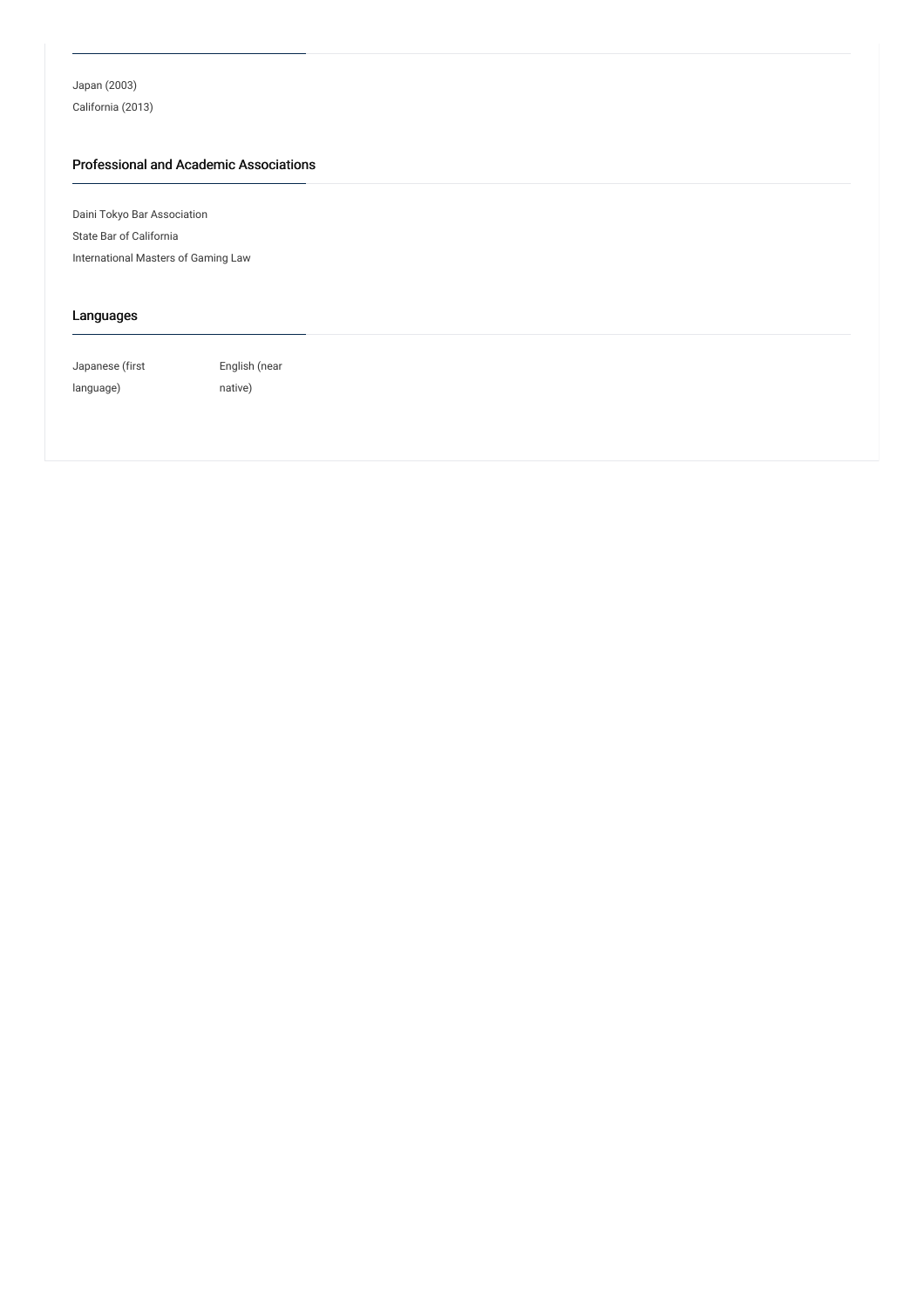Japan (2003)

California (2013)

## Professional and Academic Associations

Daini Tokyo Bar Association

State Bar of California

International Masters of Gaming Law

## Languages

Japanese (first language)

English (near native)